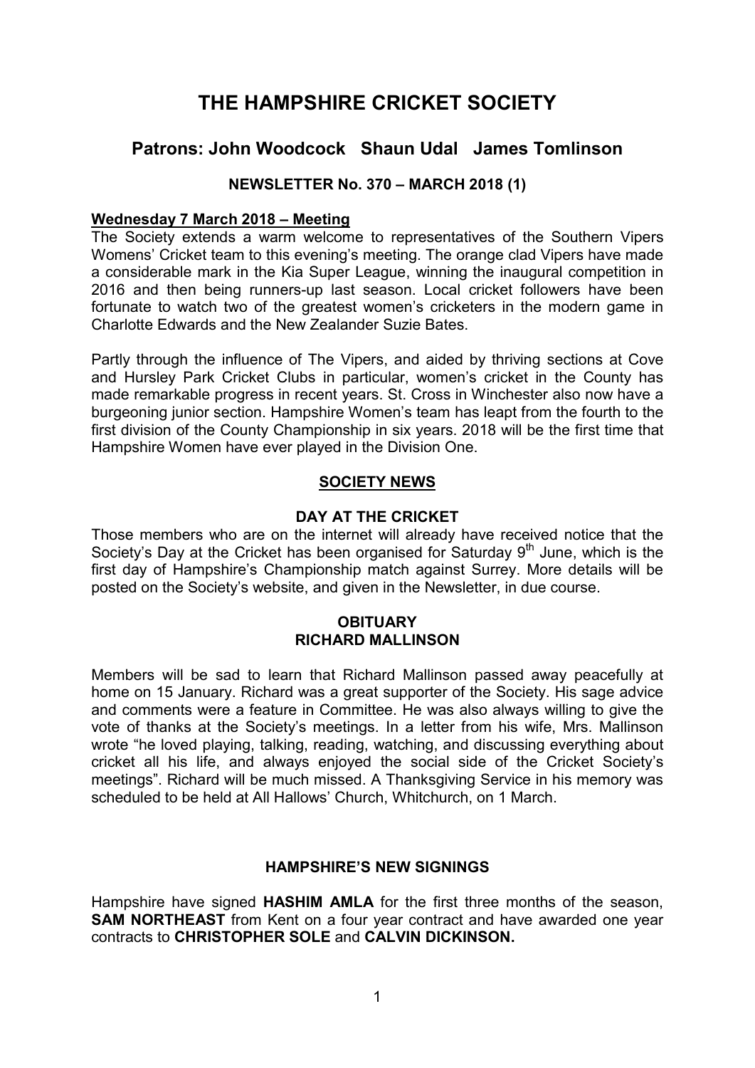# THE HAMPSHIRE CRICKET SOCIETY

## Patrons: John Woodcock   Shaun Udal   James Tomlinson

### NEWSLETTER No. 370 – MARCH 2018 (1)

**Wednesday 7 March 2018 – Meeting**

The Society extends a warm welcome to representatives of the Southern Vipers Womens' Cricket team to this evening's meeting. The orange clad Vipers have made a considerable mark in the Kia Super League, winning the inaugural competition in 2016 and then being runners-up last season. Local cricket followers have been fortunate to watch two of the greatest women's cricketers in the modern game in Charlotte Edwards and the New Zealander Suzie Bates.

Partly through the influence of The Vipers, and aided by thriving sections at Cove and Hursley Park Cricket Clubs in particular, women's cricket in the County has made remarkable progress in recent years. St. Cross in Winchester also now have a burgeoning junior section. Hampshire Women's team has leapt from the fourth to the first division of the County Championship in six years. 2018 will be the first time that Hampshire Women have ever played in the Division One.

### SOCIETY NEWS

#### DAY AT THE CRICKET

Those members who are on the internet will already have received notice that the Society's Day at the Cricket has been organised for Saturday 9th June, which is the first day of Hampshire's Championship match against Surrey. More details will be posted on the Society's website, and given in the Newsletter, in due course.

#### OBITUARY
#### RICHARD MALLINSON

Members will be sad to learn that Richard Mallinson passed away peacefully at home on 15 January. Richard was a great supporter of the Society. His sage advice and comments were a feature in Committee. He was also always willing to give the vote of thanks at the Society's meetings. In a letter from his wife, Mrs. Mallinson wrote "he loved playing, talking, reading, watching, and discussing everything about cricket all his life, and always enjoyed the social side of the Cricket Society's meetings". Richard will be much missed. A Thanksgiving Service in his memory was scheduled to be held at All Hallows' Church, Whitchurch, on 1 March.

#### HAMPSHIRE'S NEW SIGNINGS

Hampshire have signed **HASHIM AMLA** for the first three months of the season, **SAM NORTHEAST** from Kent on a four year contract and have awarded one year contracts to **CHRISTOPHER SOLE** and **CALVIN DICKINSON.**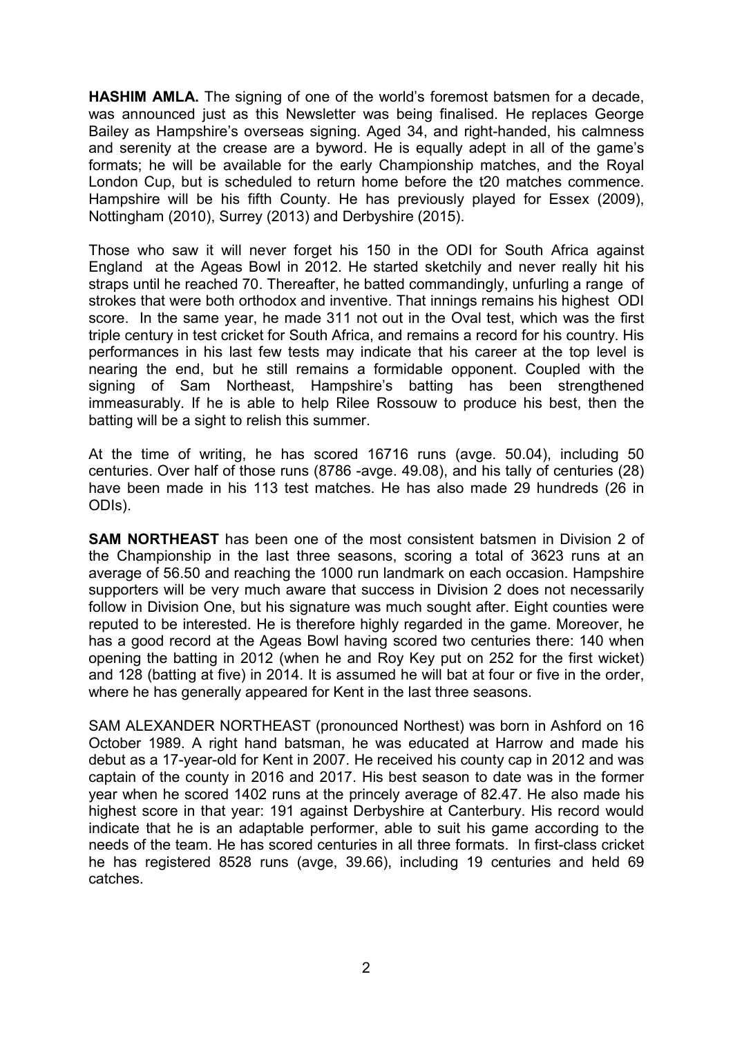**HASHIM AMLA.** The signing of one of the world's foremost batsmen for a decade, was announced just as this Newsletter was being finalised. He replaces George Bailey as Hampshire's overseas signing. Aged 34, and right-handed, his calmness and serenity at the crease are a byword. He is equally adept in all of the game's formats; he will be available for the early Championship matches, and the Royal London Cup, but is scheduled to return home before the t20 matches commence. Hampshire will be his fifth County. He has previously played for Essex (2009), Nottingham (2010), Surrey (2013) and Derbyshire (2015).

Those who saw it will never forget his 150 in the ODI for South Africa against England at the Ageas Bowl in 2012. He started sketchily and never really hit his straps until he reached 70. Thereafter, he batted commandingly, unfurling a range of strokes that were both orthodox and inventive. That innings remains his highest ODI score. In the same year, he made 311 not out in the Oval test, which was the first triple century in test cricket for South Africa, and remains a record for his country. His performances in his last few tests may indicate that his career at the top level is nearing the end, but he still remains a formidable opponent. Coupled with the signing of Sam Northeast, Hampshire's batting has been strengthened immeasurably. If he is able to help Rilee Rossouw to produce his best, then the batting will be a sight to relish this summer.

At the time of writing, he has scored 16716 runs (avge. 50.04), including 50 centuries. Over half of those runs (8786 -avge. 49.08), and his tally of centuries (28) have been made in his 113 test matches. He has also made 29 hundreds (26 in ODIs).

**SAM NORTHEAST** has been one of the most consistent batsmen in Division 2 of the Championship in the last three seasons, scoring a total of 3623 runs at an average of 56.50 and reaching the 1000 run landmark on each occasion. Hampshire supporters will be very much aware that success in Division 2 does not necessarily follow in Division One, but his signature was much sought after. Eight counties were reputed to be interested. He is therefore highly regarded in the game. Moreover, he has a good record at the Ageas Bowl having scored two centuries there: 140 when opening the batting in 2012 (when he and Roy Key put on 252 for the first wicket) and 128 (batting at five) in 2014. It is assumed he will bat at four or five in the order, where he has generally appeared for Kent in the last three seasons.

SAM ALEXANDER NORTHEAST (pronounced Northest) was born in Ashford on 16 October 1989. A right hand batsman, he was educated at Harrow and made his debut as a 17-year-old for Kent in 2007. He received his county cap in 2012 and was captain of the county in 2016 and 2017. His best season to date was in the former year when he scored 1402 runs at the princely average of 82.47. He also made his highest score in that year: 191 against Derbyshire at Canterbury. His record would indicate that he is an adaptable performer, able to suit his game according to the needs of the team. He has scored centuries in all three formats. In first-class cricket he has registered 8528 runs (avge, 39.66), including 19 centuries and held 69 catches.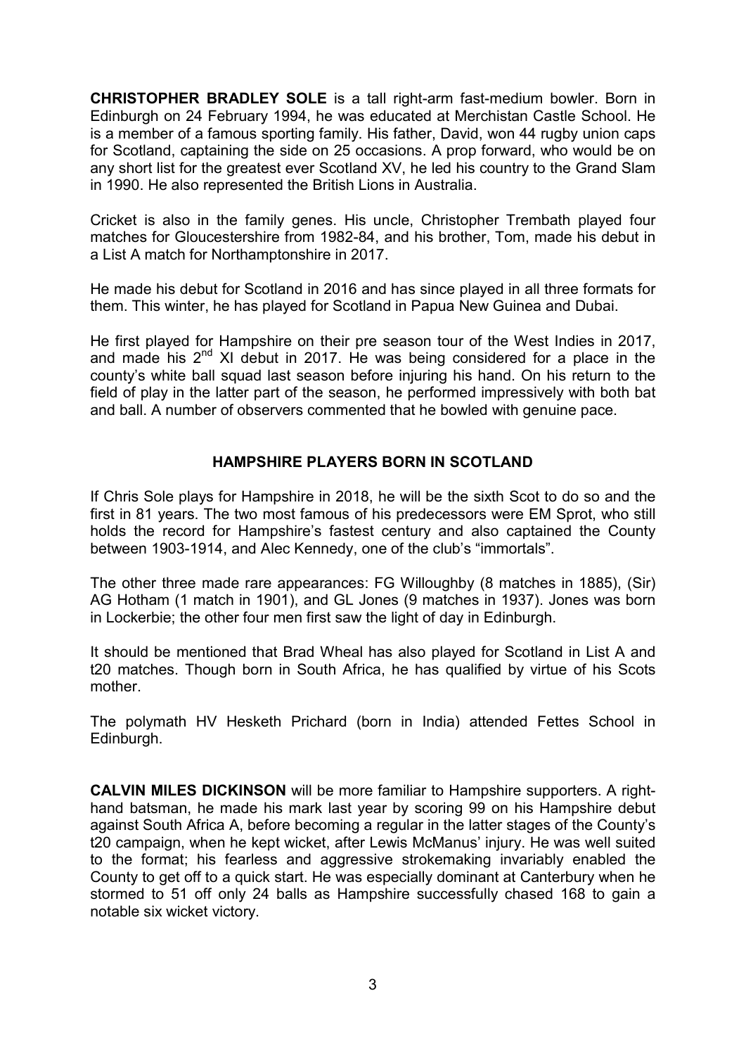**CHRISTOPHER BRADLEY SOLE** is a tall right-arm fast-medium bowler. Born in Edinburgh on 24 February 1994, he was educated at Merchistan Castle School. He is a member of a famous sporting family. His father, David, won 44 rugby union caps for Scotland, captaining the side on 25 occasions. A prop forward, who would be on any short list for the greatest ever Scotland XV, he led his country to the Grand Slam in 1990. He also represented the British Lions in Australia.

Cricket is also in the family genes. His uncle, Christopher Trembath played four matches for Gloucestershire from 1982-84, and his brother, Tom, made his debut in a List A match for Northamptonshire in 2017.

He made his debut for Scotland in 2016 and has since played in all three formats for them. This winter, he has played for Scotland in Papua New Guinea and Dubai.

He first played for Hampshire on their pre season tour of the West Indies in 2017, and made his 2nd XI debut in 2017. He was being considered for a place in the county's white ball squad last season before injuring his hand. On his return to the field of play in the latter part of the season, he performed impressively with both bat and ball. A number of observers commented that he bowled with genuine pace.

## HAMPSHIRE PLAYERS BORN IN SCOTLAND

If Chris Sole plays for Hampshire in 2018, he will be the sixth Scot to do so and the first in 81 years. The two most famous of his predecessors were EM Sprot, who still holds the record for Hampshire's fastest century and also captained the County between 1903-1914, and Alec Kennedy, one of the club's "immortals".

The other three made rare appearances: FG Willoughby (8 matches in 1885), (Sir) AG Hotham (1 match in 1901), and GL Jones (9 matches in 1937). Jones was born in Lockerbie; the other four men first saw the light of day in Edinburgh.

It should be mentioned that Brad Wheal has also played for Scotland in List A and t20 matches. Though born in South Africa, he has qualified by virtue of his Scots mother.

The polymath HV Hesketh Prichard (born in India) attended Fettes School in Edinburgh.

**CALVIN MILES DICKINSON** will be more familiar to Hampshire supporters. A right-hand batsman, he made his mark last year by scoring 99 on his Hampshire debut against South Africa A, before becoming a regular in the latter stages of the County's t20 campaign, when he kept wicket, after Lewis McManus' injury. He was well suited to the format; his fearless and aggressive strokemaking invariably enabled the County to get off to a quick start. He was especially dominant at Canterbury when he stormed to 51 off only 24 balls as Hampshire successfully chased 168 to gain a notable six wicket victory.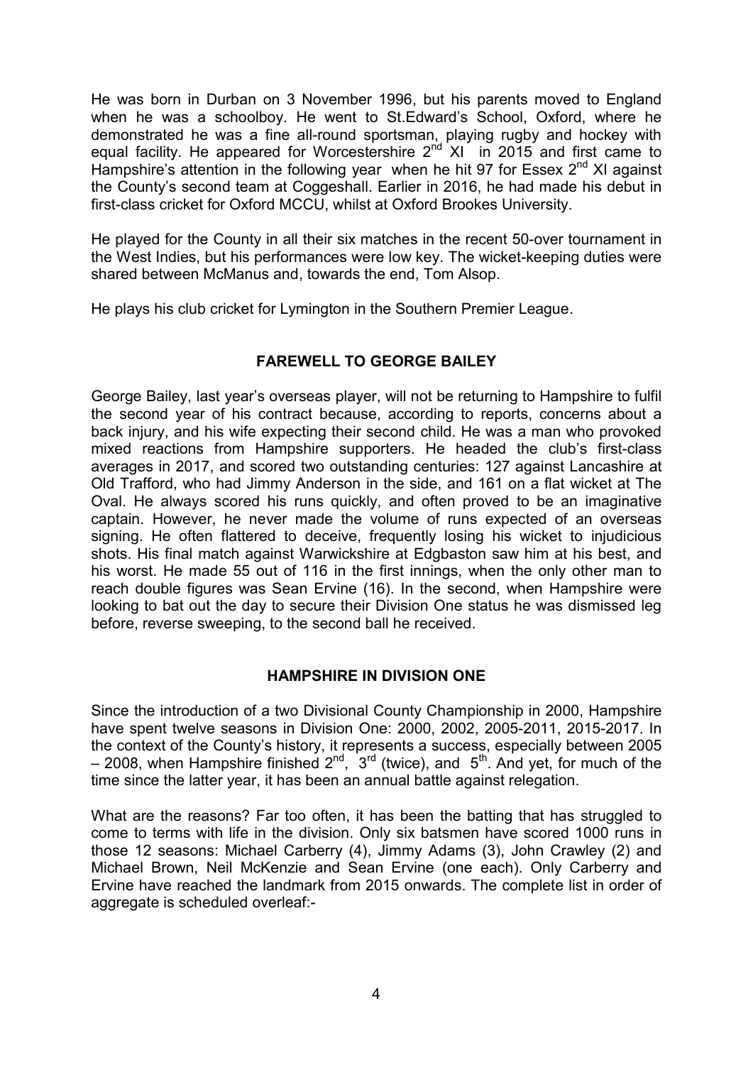He was born in Durban on 3 November 1996, but his parents moved to England when he was a schoolboy. He went to St.Edward's School, Oxford, where he demonstrated he was a fine all-round sportsman, playing rugby and hockey with equal facility. He appeared for Worcestershire 2nd XI in 2015 and first came to Hampshire's attention in the following year when he hit 97 for Essex 2nd XI against the County's second team at Coggeshall. Earlier in 2016, he had made his debut in first-class cricket for Oxford MCCU, whilst at Oxford Brookes University.

He played for the County in all their six matches in the recent 50-over tournament in the West Indies, but his performances were low key. The wicket-keeping duties were shared between McManus and, towards the end, Tom Alsop.

He plays his club cricket for Lymington in the Southern Premier League.

## FAREWELL TO GEORGE BAILEY

George Bailey, last year's overseas player, will not be returning to Hampshire to fulfil the second year of his contract because, according to reports, concerns about a back injury, and his wife expecting their second child. He was a man who provoked mixed reactions from Hampshire supporters. He headed the club's first-class averages in 2017, and scored two outstanding centuries: 127 against Lancashire at Old Trafford, who had Jimmy Anderson in the side, and 161 on a flat wicket at The Oval. He always scored his runs quickly, and often proved to be an imaginative captain. However, he never made the volume of runs expected of an overseas signing. He often flattered to deceive, frequently losing his wicket to injudicious shots. His final match against Warwickshire at Edgbaston saw him at his best, and his worst. He made 55 out of 116 in the first innings, when the only other man to reach double figures was Sean Ervine (16). In the second, when Hampshire were looking to bat out the day to secure their Division One status he was dismissed leg before, reverse sweeping, to the second ball he received.

## HAMPSHIRE IN DIVISION ONE

Since the introduction of a two Divisional County Championship in 2000, Hampshire have spent twelve seasons in Division One: 2000, 2002, 2005-2011, 2015-2017. In the context of the County's history, it represents a success, especially between 2005 – 2008, when Hampshire finished 2nd, 3rd (twice), and 5th. And yet, for much of the time since the latter year, it has been an annual battle against relegation.

What are the reasons? Far too often, it has been the batting that has struggled to come to terms with life in the division. Only six batsmen have scored 1000 runs in those 12 seasons: Michael Carberry (4), Jimmy Adams (3), John Crawley (2) and Michael Brown, Neil McKenzie and Sean Ervine (one each). Only Carberry and Ervine have reached the landmark from 2015 onwards. The complete list in order of aggregate is scheduled overleaf:-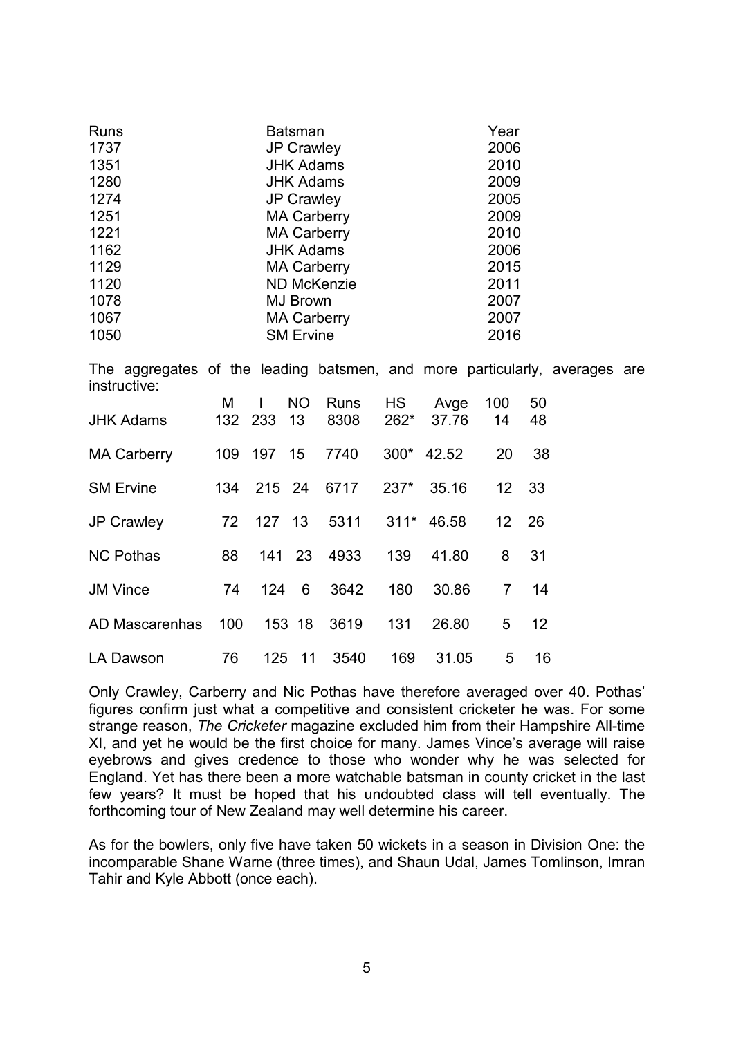| Runs | Batsman | Year |
|---|---|---|
| 1737 | JP Crawley | 2006 |
| 1351 | JHK Adams | 2010 |
| 1280 | JHK Adams | 2009 |
| 1274 | JP Crawley | 2005 |
| 1251 | MA Carberry | 2009 |
| 1221 | MA Carberry | 2010 |
| 1162 | JHK Adams | 2006 |
| 1129 | MA Carberry | 2015 |
| 1120 | ND McKenzie | 2011 |
| 1078 | MJ Brown | 2007 |
| 1067 | MA Carberry | 2007 |
| 1050 | SM Ervine | 2016 |

The aggregates of the leading batsmen, and more particularly, averages are instructive:

| | M | I | NO | Runs | HS | Avge | 100 | 50 |
|---|---|---|---|---|---|---|---|---|
| JHK Adams | 132 | 233 | 13 | 8308 | 262* | 37.76 | 14 | 48 |
| MA Carberry | 109 | 197 | 15 | 7740 | 300* | 42.52 | 20 | 38 |
| SM Ervine | 134 | 215 | 24 | 6717 | 237* | 35.16 | 12 | 33 |
| JP Crawley | 72 | 127 | 13 | 5311 | 311* | 46.58 | 12 | 26 |
| NC Pothas | 88 | 141 | 23 | 4933 | 139 | 41.80 | 8 | 31 |
| JM Vince | 74 | 124 | 6 | 3642 | 180 | 30.86 | 7 | 14 |
| AD Mascarenhas | 100 | 153 | 18 | 3619 | 131 | 26.80 | 5 | 12 |
| LA Dawson | 76 | 125 | 11 | 3540 | 169 | 31.05 | 5 | 16 |

Only Crawley, Carberry and Nic Pothas have therefore averaged over 40. Pothas' figures confirm just what a competitive and consistent cricketer he was. For some strange reason, *The Cricketer* magazine excluded him from their Hampshire All-time XI, and yet he would be the first choice for many. James Vince's average will raise eyebrows and gives credence to those who wonder why he was selected for England. Yet has there been a more watchable batsman in county cricket in the last few years? It must be hoped that his undoubted class will tell eventually. The forthcoming tour of New Zealand may well determine his career.

As for the bowlers, only five have taken 50 wickets in a season in Division One: the incomparable Shane Warne (three times), and Shaun Udal, James Tomlinson, Imran Tahir and Kyle Abbott (once each).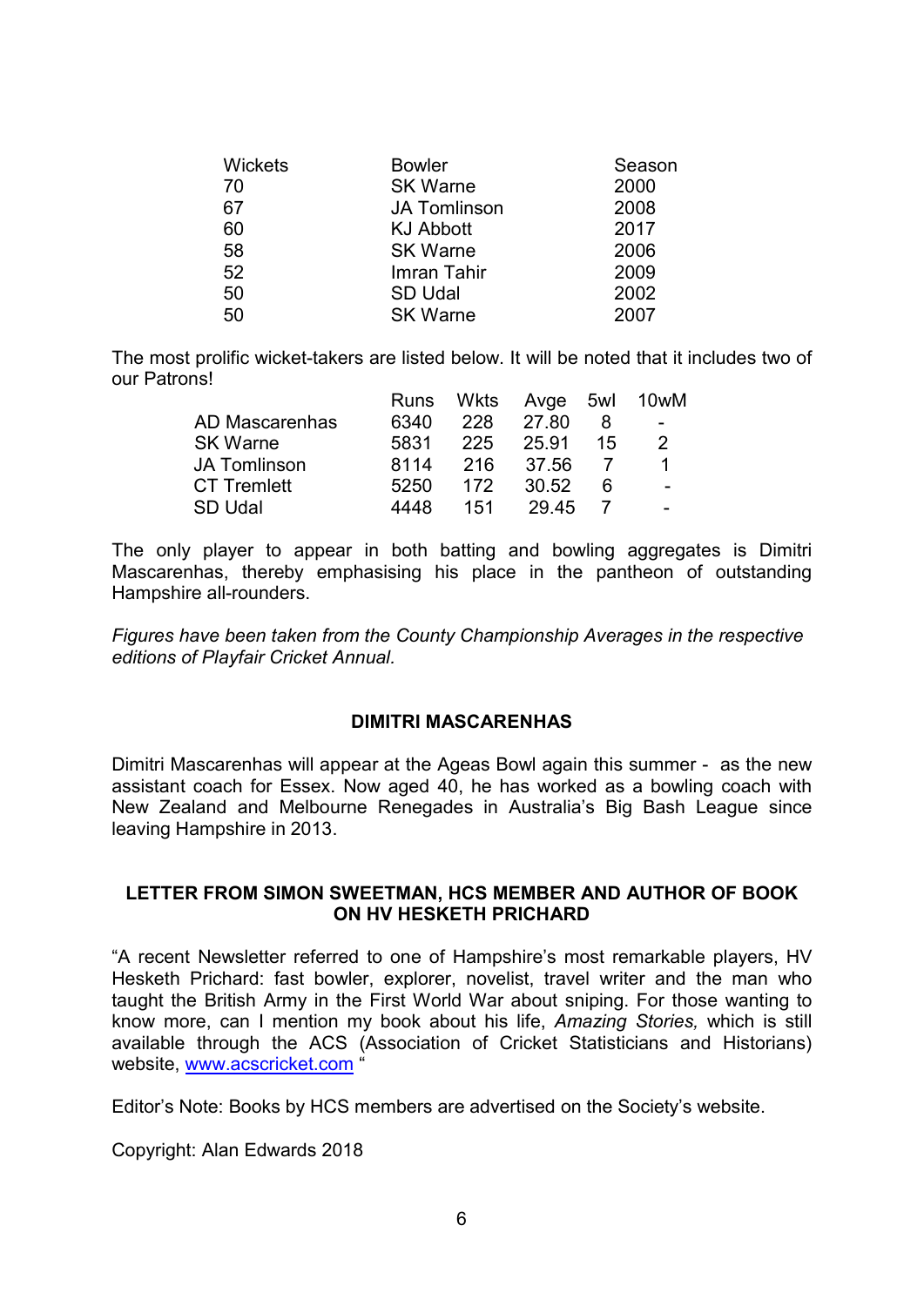| Wickets | Bowler | Season |
|---|---|---|
| 70 | SK Warne | 2000 |
| 67 | JA Tomlinson | 2008 |
| 60 | KJ Abbott | 2017 |
| 58 | SK Warne | 2006 |
| 52 | Imran Tahir | 2009 |
| 50 | SD Udal | 2002 |
| 50 | SK Warne | 2007 |

The most prolific wicket-takers are listed below. It will be noted that it includes two of our Patrons!

| | Runs | Wkts | Avge | 5wI | 10wM |
|---|---|---|---|---|---|
| AD Mascarenhas | 6340 | 228 | 27.80 | 8 | - |
| SK Warne | 5831 | 225 | 25.91 | 15 | 2 |
| JA Tomlinson | 8114 | 216 | 37.56 | 7 | 1 |
| CT Tremlett | 5250 | 172 | 30.52 | 6 | - |
| SD Udal | 4448 | 151 | 29.45 | 7 | - |

The only player to appear in both batting and bowling aggregates is Dimitri Mascarenhas, thereby emphasising his place in the pantheon of outstanding Hampshire all-rounders.

*Figures have been taken from the County Championship Averages in the respective editions of Playfair Cricket Annual.*

## DIMITRI MASCARENHAS

Dimitri Mascarenhas will appear at the Ageas Bowl again this summer - as the new assistant coach for Essex. Now aged 40, he has worked as a bowling coach with New Zealand and Melbourne Renegades in Australia's Big Bash League since leaving Hampshire in 2013.

## LETTER FROM SIMON SWEETMAN, HCS MEMBER AND AUTHOR OF BOOK ON HV HESKETH PRICHARD

"A recent Newsletter referred to one of Hampshire's most remarkable players, HV Hesketh Prichard: fast bowler, explorer, novelist, travel writer and the man who taught the British Army in the First World War about sniping. For those wanting to know more, can I mention my book about his life, *Amazing Stories,* which is still available through the ACS (Association of Cricket Statisticians and Historians) website, www.acscricket.com "

Editor's Note: Books by HCS members are advertised on the Society's website.

Copyright: Alan Edwards 2018